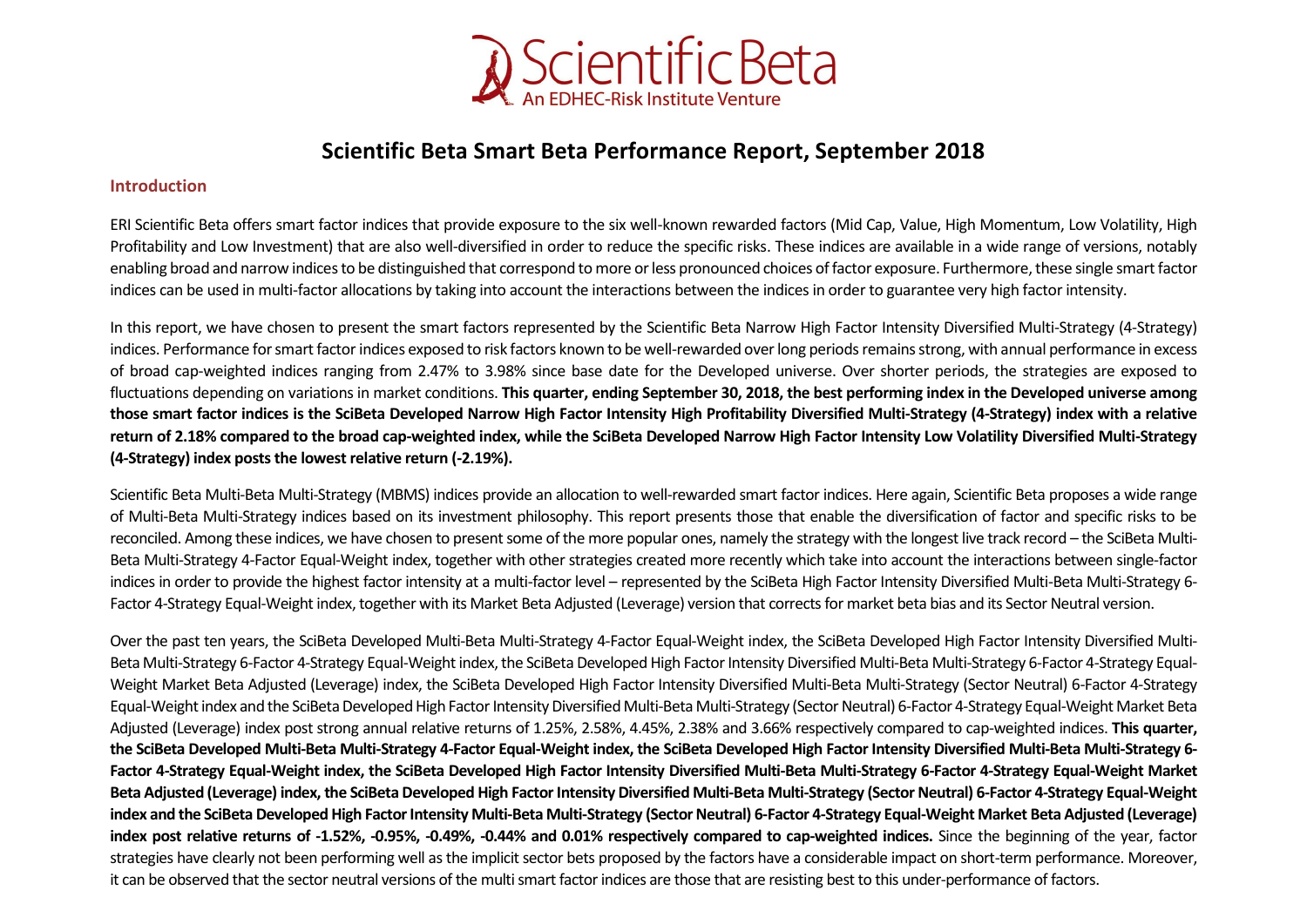ScientificBeta
An EDHEC-Risk Institute Venture

# Scientific Beta Smart Beta Performance Report, September 2018

## Introduction

ERI Scientific Beta offers smart factor indices that provide exposure to the six well-known rewarded factors (Mid Cap, Value, High Momentum, Low Volatility, High Profitability and Low Investment) that are also well-diversified in order to reduce the specific risks. These indices are available in a wide range of versions, notably enabling broad and narrow indices to be distinguished that correspond to more or less pronounced choices of factor exposure. Furthermore, these single smart factor indices can be used in multi-factor allocations by taking into account the interactions between the indices in order to guarantee very high factor intensity.

In this report, we have chosen to present the smart factors represented by the Scientific Beta Narrow High Factor Intensity Diversified Multi-Strategy (4-Strategy) indices. Performance for smart factor indices exposed to risk factors known to be well-rewarded over long periods remains strong, with annual performance in excess of broad cap-weighted indices ranging from 2.47% to 3.98% since base date for the Developed universe. Over shorter periods, the strategies are exposed to fluctuations depending on variations in market conditions. **This quarter, ending September 30, 2018, the best performing index in the Developed universe among those smart factor indices is the SciBeta Developed Narrow High Factor Intensity High Profitability Diversified Multi-Strategy (4-Strategy) index with a relative return of 2.18% compared to the broad cap-weighted index, while the SciBeta Developed Narrow High Factor Intensity Low Volatility Diversified Multi-Strategy (4-Strategy) index posts the lowest relative return (-2.19%).**

Scientific Beta Multi-Beta Multi-Strategy (MBMS) indices provide an allocation to well-rewarded smart factor indices. Here again, Scientific Beta proposes a wide range of Multi-Beta Multi-Strategy indices based on its investment philosophy. This report presents those that enable the diversification of factor and specific risks to be reconciled. Among these indices, we have chosen to present some of the more popular ones, namely the strategy with the longest live track record – the SciBeta Multi-Beta Multi-Strategy 4-Factor Equal-Weight index, together with other strategies created more recently which take into account the interactions between single-factor indices in order to provide the highest factor intensity at a multi-factor level – represented by the SciBeta High Factor Intensity Diversified Multi-Beta Multi-Strategy 6-Factor 4-Strategy Equal-Weight index, together with its Market Beta Adjusted (Leverage) version that corrects for market beta bias and its Sector Neutral version.

Over the past ten years, the SciBeta Developed Multi-Beta Multi-Strategy 4-Factor Equal-Weight index, the SciBeta Developed High Factor Intensity Diversified Multi-Beta Multi-Strategy 6-Factor 4-Strategy Equal-Weight index, the SciBeta Developed High Factor Intensity Diversified Multi-Beta Multi-Strategy 6-Factor 4-Strategy Equal-Weight Market Beta Adjusted (Leverage) index, the SciBeta Developed High Factor Intensity Diversified Multi-Beta Multi-Strategy (Sector Neutral) 6-Factor 4-Strategy Equal-Weight index and the SciBeta Developed High Factor Intensity Diversified Multi-Beta Multi-Strategy (Sector Neutral) 6-Factor 4-Strategy Equal-Weight Market Beta Adjusted (Leverage) index post strong annual relative returns of 1.25%, 2.58%, 4.45%, 2.38% and 3.66% respectively compared to cap-weighted indices. **This quarter, the SciBeta Developed Multi-Beta Multi-Strategy 4-Factor Equal-Weight index, the SciBeta Developed High Factor Intensity Diversified Multi-Beta Multi-Strategy 6-Factor 4-Strategy Equal-Weight index, the SciBeta Developed High Factor Intensity Diversified Multi-Beta Multi-Strategy 6-Factor 4-Strategy Equal-Weight Market Beta Adjusted (Leverage) index, the SciBeta Developed High Factor Intensity Diversified Multi-Beta Multi-Strategy (Sector Neutral) 6-Factor 4-Strategy Equal-Weight index and the SciBeta Developed High Factor Intensity Multi-Beta Multi-Strategy (Sector Neutral) 6-Factor 4-Strategy Equal-Weight Market Beta Adjusted (Leverage) index post relative returns of -1.52%, -0.95%, -0.49%, -0.44% and 0.01% respectively compared to cap-weighted indices.** Since the beginning of the year, factor strategies have clearly not been performing well as the implicit sector bets proposed by the factors have a considerable impact on short-term performance. Moreover, it can be observed that the sector neutral versions of the multi smart factor indices are those that are resisting best to this under-performance of factors.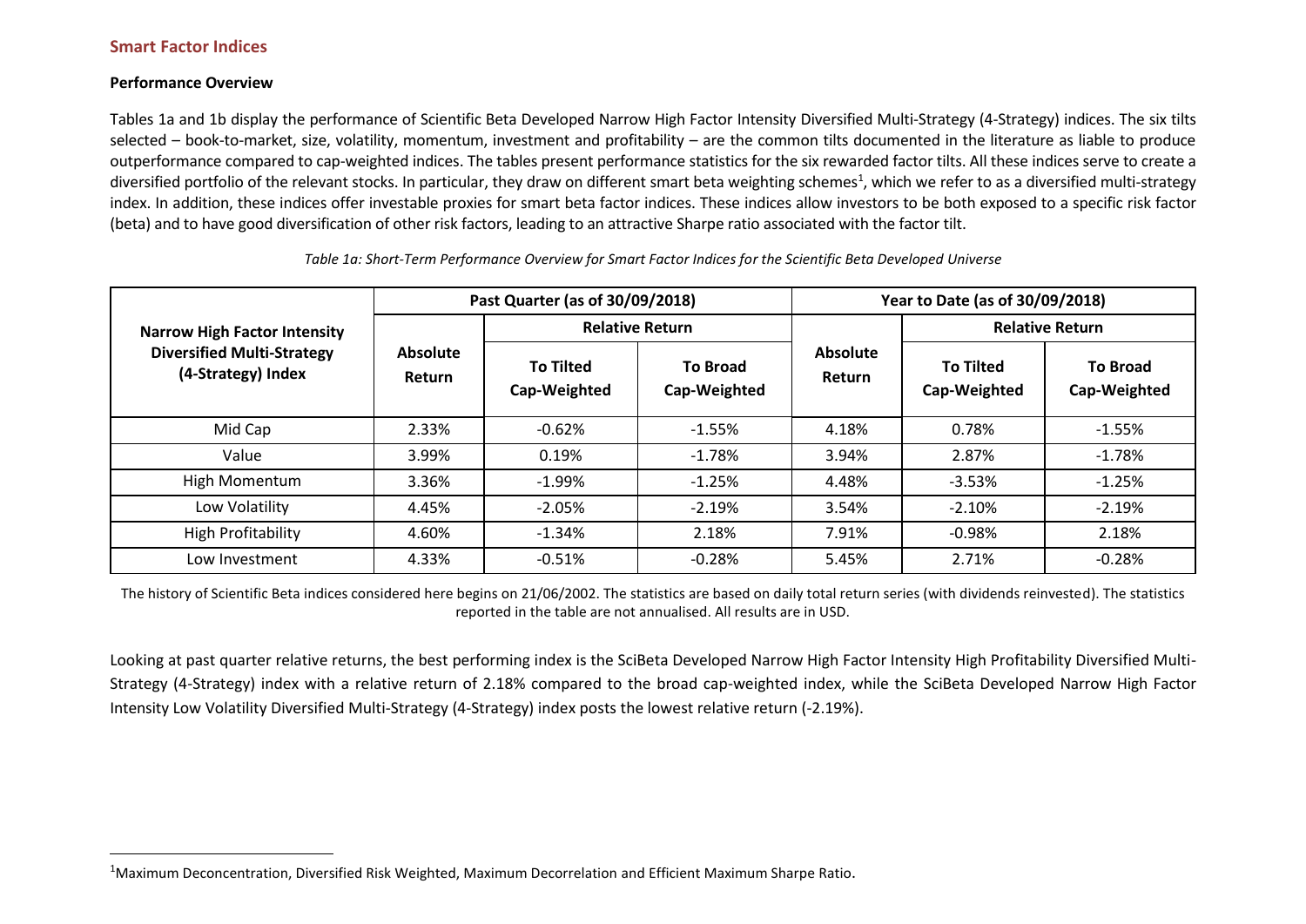## Smart Factor Indices

### Performance Overview

Tables 1a and 1b display the performance of Scientific Beta Developed Narrow High Factor Intensity Diversified Multi-Strategy (4-Strategy) indices. The six tilts selected – book-to-market, size, volatility, momentum, investment and profitability – are the common tilts documented in the literature as liable to produce outperformance compared to cap-weighted indices. The tables present performance statistics for the six rewarded factor tilts. All these indices serve to create a diversified portfolio of the relevant stocks. In particular, they draw on different smart beta weighting schemes[1], which we refer to as a diversified multi-strategy index. In addition, these indices offer investable proxies for smart beta factor indices. These indices allow investors to be both exposed to a specific risk factor (beta) and to have good diversification of other risk factors, leading to an attractive Sharpe ratio associated with the factor tilt.

*Table 1a: Short-Term Performance Overview for Smart Factor Indices for the Scientific Beta Developed Universe*

| Narrow High Factor Intensity Diversified Multi-Strategy (4-Strategy) Index | Past Quarter (as of 30/09/2018) | | | Year to Date (as of 30/09/2018) | | |
|---|---|---|---|---|---|---|
| | Absolute Return | Relative Return | | Absolute Return | Relative Return | |
| | | To Tilted Cap-Weighted | To Broad Cap-Weighted | | To Tilted Cap-Weighted | To Broad Cap-Weighted |
| Mid Cap | 2.33% | -0.62% | -1.55% | 4.18% | 0.78% | -1.55% |
| Value | 3.99% | 0.19% | -1.78% | 3.94% | 2.87% | -1.78% |
| High Momentum | 3.36% | -1.99% | -1.25% | 4.48% | -3.53% | -1.25% |
| Low Volatility | 4.45% | -2.05% | -2.19% | 3.54% | -2.10% | -2.19% |
| High Profitability | 4.60% | -1.34% | 2.18% | 7.91% | -0.98% | 2.18% |
| Low Investment | 4.33% | -0.51% | -0.28% | 5.45% | 2.71% | -0.28% |

The history of Scientific Beta indices considered here begins on 21/06/2002. The statistics are based on daily total return series (with dividends reinvested). The statistics reported in the table are not annualised. All results are in USD.

Looking at past quarter relative returns, the best performing index is the SciBeta Developed Narrow High Factor Intensity High Profitability Diversified Multi-Strategy (4-Strategy) index with a relative return of 2.18% compared to the broad cap-weighted index, while the SciBeta Developed Narrow High Factor Intensity Low Volatility Diversified Multi-Strategy (4-Strategy) index posts the lowest relative return (-2.19%).

[1] Maximum Deconcentration, Diversified Risk Weighted, Maximum Decorrelation and Efficient Maximum Sharpe Ratio.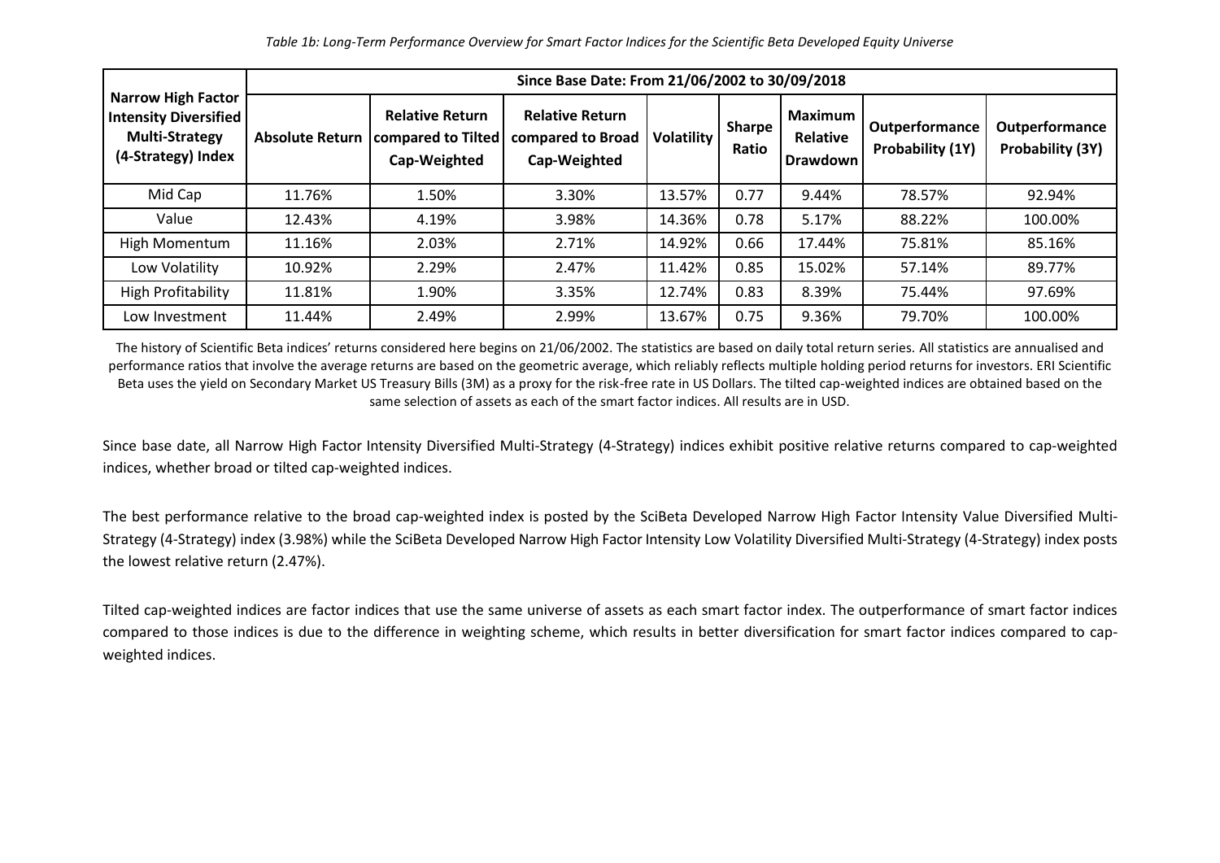*Table 1b: Long-Term Performance Overview for Smart Factor Indices for the Scientific Beta Developed Equity Universe*

| Narrow High Factor Intensity Diversified Multi-Strategy (4-Strategy) Index | Since Base Date: From 21/06/2002 to 30/09/2018 | | | | | | | |
|---|---|---|---|---|---|---|---|---|
| | Absolute Return | Relative Return compared to Tilted Cap-Weighted | Relative Return compared to Broad Cap-Weighted | Volatility | Sharpe Ratio | Maximum Relative Drawdown | Outperformance Probability (1Y) | Outperformance Probability (3Y) |
| Mid Cap | 11.76% | 1.50% | 3.30% | 13.57% | 0.77 | 9.44% | 78.57% | 92.94% |
| Value | 12.43% | 4.19% | 3.98% | 14.36% | 0.78 | 5.17% | 88.22% | 100.00% |
| High Momentum | 11.16% | 2.03% | 2.71% | 14.92% | 0.66 | 17.44% | 75.81% | 85.16% |
| Low Volatility | 10.92% | 2.29% | 2.47% | 11.42% | 0.85 | 15.02% | 57.14% | 89.77% |
| High Profitability | 11.81% | 1.90% | 3.35% | 12.74% | 0.83 | 8.39% | 75.44% | 97.69% |
| Low Investment | 11.44% | 2.49% | 2.99% | 13.67% | 0.75 | 9.36% | 79.70% | 100.00% |

The history of Scientific Beta indices' returns considered here begins on 21/06/2002. The statistics are based on daily total return series. All statistics are annualised and performance ratios that involve the average returns are based on the geometric average, which reliably reflects multiple holding period returns for investors. ERI Scientific Beta uses the yield on Secondary Market US Treasury Bills (3M) as a proxy for the risk-free rate in US Dollars. The tilted cap-weighted indices are obtained based on the same selection of assets as each of the smart factor indices. All results are in USD.

Since base date, all Narrow High Factor Intensity Diversified Multi-Strategy (4-Strategy) indices exhibit positive relative returns compared to cap-weighted indices, whether broad or tilted cap-weighted indices.

The best performance relative to the broad cap-weighted index is posted by the SciBeta Developed Narrow High Factor Intensity Value Diversified Multi-Strategy (4-Strategy) index (3.98%) while the SciBeta Developed Narrow High Factor Intensity Low Volatility Diversified Multi-Strategy (4-Strategy) index posts the lowest relative return (2.47%).

Tilted cap-weighted indices are factor indices that use the same universe of assets as each smart factor index. The outperformance of smart factor indices compared to those indices is due to the difference in weighting scheme, which results in better diversification for smart factor indices compared to cap-weighted indices.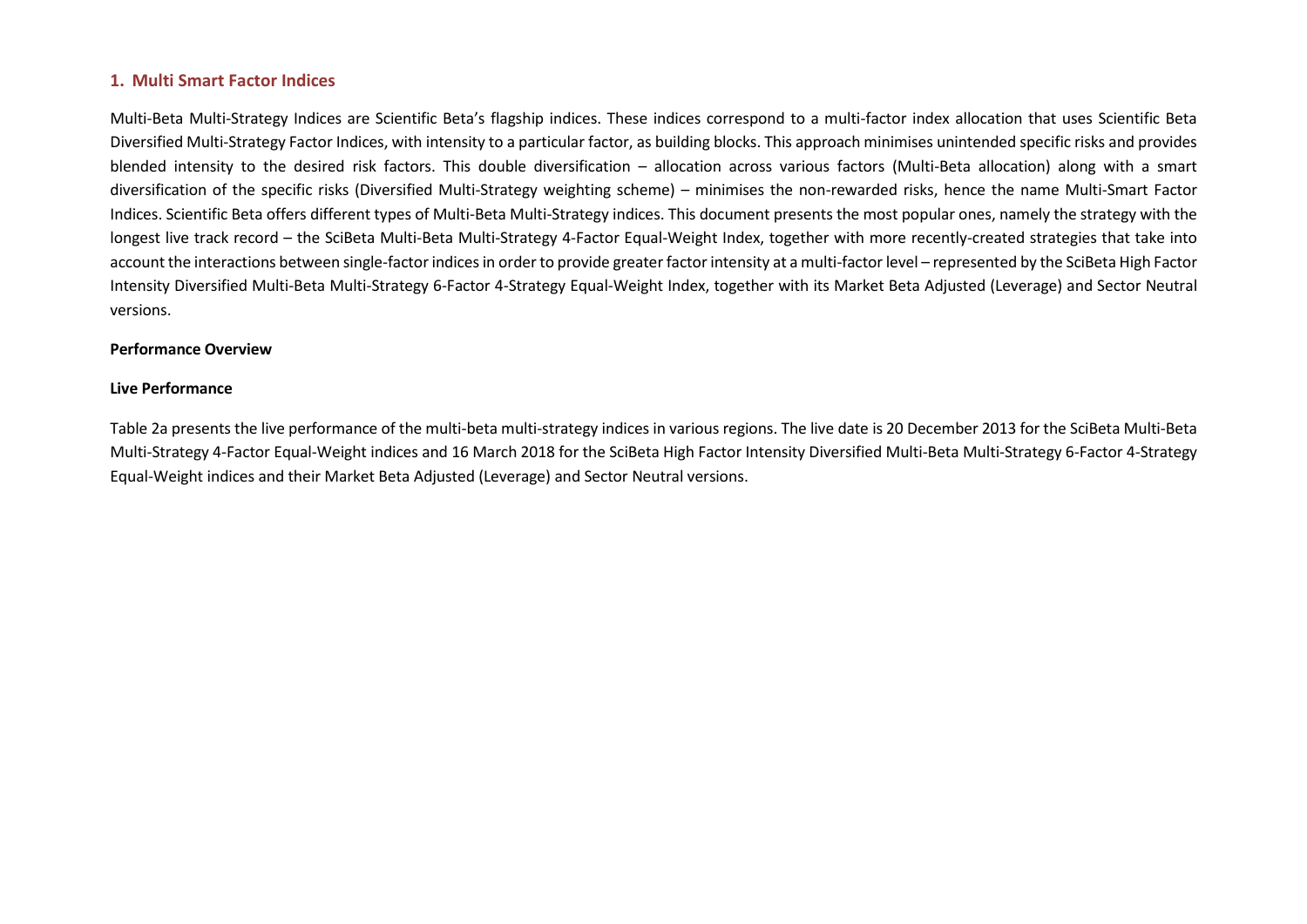## 1. Multi Smart Factor Indices

Multi-Beta Multi-Strategy Indices are Scientific Beta's flagship indices. These indices correspond to a multi-factor index allocation that uses Scientific Beta Diversified Multi-Strategy Factor Indices, with intensity to a particular factor, as building blocks. This approach minimises unintended specific risks and provides blended intensity to the desired risk factors. This double diversification – allocation across various factors (Multi-Beta allocation) along with a smart diversification of the specific risks (Diversified Multi-Strategy weighting scheme) – minimises the non-rewarded risks, hence the name Multi-Smart Factor Indices. Scientific Beta offers different types of Multi-Beta Multi-Strategy indices. This document presents the most popular ones, namely the strategy with the longest live track record – the SciBeta Multi-Beta Multi-Strategy 4-Factor Equal-Weight Index, together with more recently-created strategies that take into account the interactions between single-factor indices in order to provide greater factor intensity at a multi-factor level – represented by the SciBeta High Factor Intensity Diversified Multi-Beta Multi-Strategy 6-Factor 4-Strategy Equal-Weight Index, together with its Market Beta Adjusted (Leverage) and Sector Neutral versions.

**Performance Overview**

**Live Performance**

Table 2a presents the live performance of the multi-beta multi-strategy indices in various regions. The live date is 20 December 2013 for the SciBeta Multi-Beta Multi-Strategy 4-Factor Equal-Weight indices and 16 March 2018 for the SciBeta High Factor Intensity Diversified Multi-Beta Multi-Strategy 6-Factor 4-Strategy Equal-Weight indices and their Market Beta Adjusted (Leverage) and Sector Neutral versions.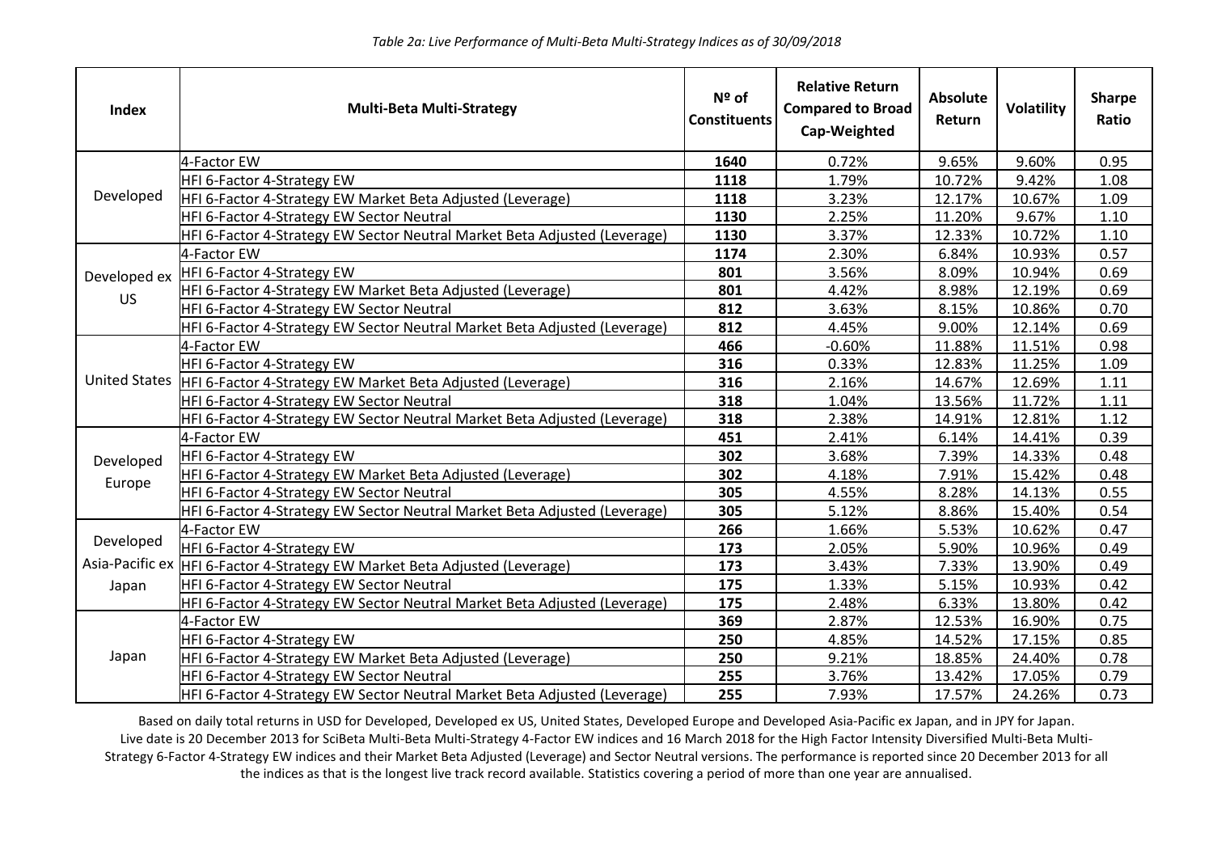*Table 2a: Live Performance of Multi-Beta Multi-Strategy Indices as of 30/09/2018*

| Index | Multi-Beta Multi-Strategy | Nº of Constituents | Relative Return Compared to Broad Cap-Weighted | Absolute Return | Volatility | Sharpe Ratio |
|---|---|---|---|---|---|---|
| Developed | 4-Factor EW | **1640** | 0.72% | 9.65% | 9.60% | 0.95 |
| | HFI 6-Factor 4-Strategy EW | **1118** | 1.79% | 10.72% | 9.42% | 1.08 |
| | HFI 6-Factor 4-Strategy EW Market Beta Adjusted (Leverage) | **1118** | 3.23% | 12.17% | 10.67% | 1.09 |
| | HFI 6-Factor 4-Strategy EW Sector Neutral | **1130** | 2.25% | 11.20% | 9.67% | 1.10 |
| | HFI 6-Factor 4-Strategy EW Sector Neutral Market Beta Adjusted (Leverage) | **1130** | 3.37% | 12.33% | 10.72% | 1.10 |
| Developed ex US | 4-Factor EW | **1174** | 2.30% | 6.84% | 10.93% | 0.57 |
| | HFI 6-Factor 4-Strategy EW | **801** | 3.56% | 8.09% | 10.94% | 0.69 |
| | HFI 6-Factor 4-Strategy EW Market Beta Adjusted (Leverage) | **801** | 4.42% | 8.98% | 12.19% | 0.69 |
| | HFI 6-Factor 4-Strategy EW Sector Neutral | **812** | 3.63% | 8.15% | 10.86% | 0.70 |
| | HFI 6-Factor 4-Strategy EW Sector Neutral Market Beta Adjusted (Leverage) | **812** | 4.45% | 9.00% | 12.14% | 0.69 |
| United States | 4-Factor EW | **466** | -0.60% | 11.88% | 11.51% | 0.98 |
| | HFI 6-Factor 4-Strategy EW | **316** | 0.33% | 12.83% | 11.25% | 1.09 |
| | HFI 6-Factor 4-Strategy EW Market Beta Adjusted (Leverage) | **316** | 2.16% | 14.67% | 12.69% | 1.11 |
| | HFI 6-Factor 4-Strategy EW Sector Neutral | **318** | 1.04% | 13.56% | 11.72% | 1.11 |
| | HFI 6-Factor 4-Strategy EW Sector Neutral Market Beta Adjusted (Leverage) | **318** | 2.38% | 14.91% | 12.81% | 1.12 |
| Developed Europe | 4-Factor EW | **451** | 2.41% | 6.14% | 14.41% | 0.39 |
| | HFI 6-Factor 4-Strategy EW | **302** | 3.68% | 7.39% | 14.33% | 0.48 |
| | HFI 6-Factor 4-Strategy EW Market Beta Adjusted (Leverage) | **302** | 4.18% | 7.91% | 15.42% | 0.48 |
| | HFI 6-Factor 4-Strategy EW Sector Neutral | **305** | 4.55% | 8.28% | 14.13% | 0.55 |
| | HFI 6-Factor 4-Strategy EW Sector Neutral Market Beta Adjusted (Leverage) | **305** | 5.12% | 8.86% | 15.40% | 0.54 |
| Developed Asia-Pacific ex Japan | 4-Factor EW | **266** | 1.66% | 5.53% | 10.62% | 0.47 |
| | HFI 6-Factor 4-Strategy EW | **173** | 2.05% | 5.90% | 10.96% | 0.49 |
| | HFI 6-Factor 4-Strategy EW Market Beta Adjusted (Leverage) | **173** | 3.43% | 7.33% | 13.90% | 0.49 |
| | HFI 6-Factor 4-Strategy EW Sector Neutral | **175** | 1.33% | 5.15% | 10.93% | 0.42 |
| | HFI 6-Factor 4-Strategy EW Sector Neutral Market Beta Adjusted (Leverage) | **175** | 2.48% | 6.33% | 13.80% | 0.42 |
| Japan | 4-Factor EW | **369** | 2.87% | 12.53% | 16.90% | 0.75 |
| | HFI 6-Factor 4-Strategy EW | **250** | 4.85% | 14.52% | 17.15% | 0.85 |
| | HFI 6-Factor 4-Strategy EW Market Beta Adjusted (Leverage) | **250** | 9.21% | 18.85% | 24.40% | 0.78 |
| | HFI 6-Factor 4-Strategy EW Sector Neutral | **255** | 3.76% | 13.42% | 17.05% | 0.79 |
| | HFI 6-Factor 4-Strategy EW Sector Neutral Market Beta Adjusted (Leverage) | **255** | 7.93% | 17.57% | 24.26% | 0.73 |

Based on daily total returns in USD for Developed, Developed ex US, United States, Developed Europe and Developed Asia-Pacific ex Japan, and in JPY for Japan. Live date is 20 December 2013 for SciBeta Multi-Beta Multi-Strategy 4-Factor EW indices and 16 March 2018 for the High Factor Intensity Diversified Multi-Beta Multi-Strategy 6-Factor 4-Strategy EW indices and their Market Beta Adjusted (Leverage) and Sector Neutral versions. The performance is reported since 20 December 2013 for all the indices as that is the longest live track record available. Statistics covering a period of more than one year are annualised.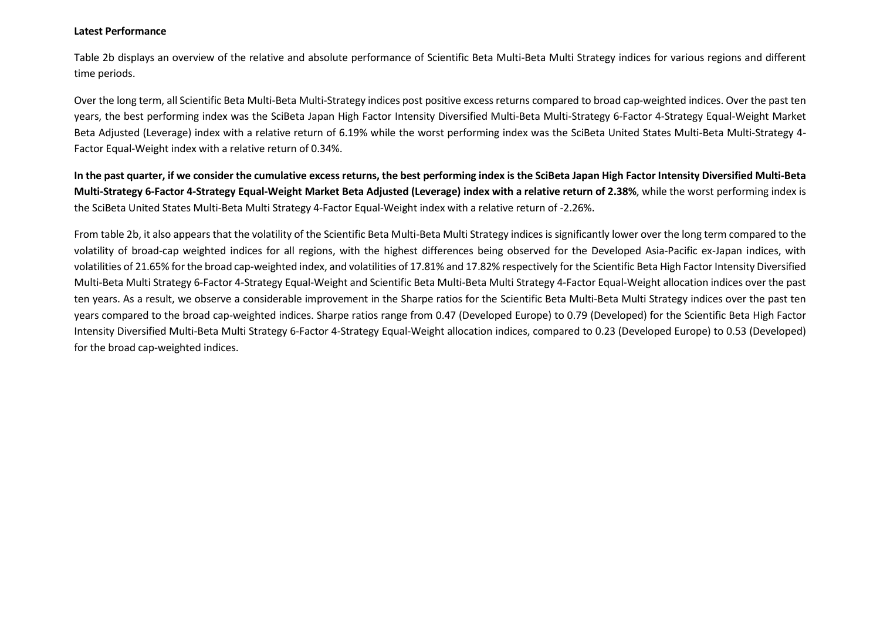**Latest Performance**

Table 2b displays an overview of the relative and absolute performance of Scientific Beta Multi-Beta Multi Strategy indices for various regions and different time periods.

Over the long term, all Scientific Beta Multi-Beta Multi-Strategy indices post positive excess returns compared to broad cap-weighted indices. Over the past ten years, the best performing index was the SciBeta Japan High Factor Intensity Diversified Multi-Beta Multi-Strategy 6-Factor 4-Strategy Equal-Weight Market Beta Adjusted (Leverage) index with a relative return of 6.19% while the worst performing index was the SciBeta United States Multi-Beta Multi-Strategy 4-Factor Equal-Weight index with a relative return of 0.34%.

**In the past quarter, if we consider the cumulative excess returns, the best performing index is the SciBeta Japan High Factor Intensity Diversified Multi-Beta Multi-Strategy 6-Factor 4-Strategy Equal-Weight Market Beta Adjusted (Leverage) index with a relative return of 2.38%**, while the worst performing index is the SciBeta United States Multi-Beta Multi Strategy 4-Factor Equal-Weight index with a relative return of -2.26%.

From table 2b, it also appears that the volatility of the Scientific Beta Multi-Beta Multi Strategy indices is significantly lower over the long term compared to the volatility of broad-cap weighted indices for all regions, with the highest differences being observed for the Developed Asia-Pacific ex-Japan indices, with volatilities of 21.65% for the broad cap-weighted index, and volatilities of 17.81% and 17.82% respectively for the Scientific Beta High Factor Intensity Diversified Multi-Beta Multi Strategy 6-Factor 4-Strategy Equal-Weight and Scientific Beta Multi-Beta Multi Strategy 4-Factor Equal-Weight allocation indices over the past ten years. As a result, we observe a considerable improvement in the Sharpe ratios for the Scientific Beta Multi-Beta Multi Strategy indices over the past ten years compared to the broad cap-weighted indices. Sharpe ratios range from 0.47 (Developed Europe) to 0.79 (Developed) for the Scientific Beta High Factor Intensity Diversified Multi-Beta Multi Strategy 6-Factor 4-Strategy Equal-Weight allocation indices, compared to 0.23 (Developed Europe) to 0.53 (Developed) for the broad cap-weighted indices.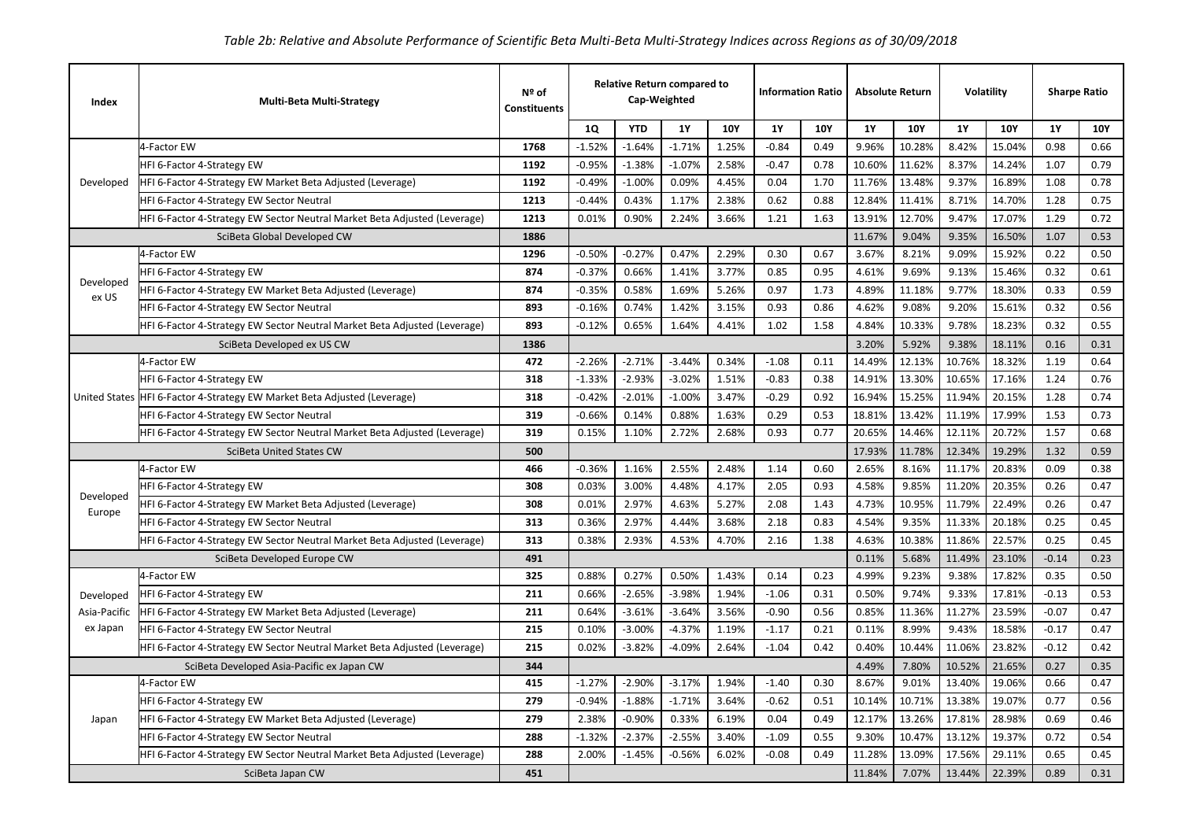*Table 2b: Relative and Absolute Performance of Scientific Beta Multi-Beta Multi-Strategy Indices across Regions as of 30/09/2018*

| Index | Multi-Beta Multi-Strategy | Nº of Constituents | Relative Return compared to Cap-Weighted | | | | Information Ratio | | Absolute Return | | Volatility | | Sharpe Ratio | |
|---|---|---|---|---|---|---|---|---|---|---|---|---|---|---|
| | | | 1Q | YTD | 1Y | 10Y | 1Y | 10Y | 1Y | 10Y | 1Y | 10Y | 1Y | 10Y |
| Developed | 4-Factor EW | 1768 | -1.52% | -1.64% | -1.71% | 1.25% | -0.84 | 0.49 | 9.96% | 10.28% | 8.42% | 15.04% | 0.98 | 0.66 |
| | HFI 6-Factor 4-Strategy EW | 1192 | -0.95% | -1.38% | -1.07% | 2.58% | -0.47 | 0.78 | 10.60% | 11.62% | 8.37% | 14.24% | 1.07 | 0.79 |
| | HFI 6-Factor 4-Strategy EW Market Beta Adjusted (Leverage) | 1192 | -0.49% | -1.00% | 0.09% | 4.45% | 0.04 | 1.70 | 11.76% | 13.48% | 9.37% | 16.89% | 1.08 | 0.78 |
| | HFI 6-Factor 4-Strategy EW Sector Neutral | 1213 | -0.44% | 0.43% | 1.17% | 2.38% | 0.62 | 0.88 | 12.84% | 11.41% | 8.71% | 14.70% | 1.28 | 0.75 |
| | HFI 6-Factor 4-Strategy EW Sector Neutral Market Beta Adjusted (Leverage) | 1213 | 0.01% | 0.90% | 2.24% | 3.66% | 1.21 | 1.63 | 13.91% | 12.70% | 9.47% | 17.07% | 1.29 | 0.72 |
| SciBeta Global Developed CW | | 1886 | | | | | | | 11.67% | 9.04% | 9.35% | 16.50% | 1.07 | 0.53 |
| Developed ex US | 4-Factor EW | 1296 | -0.50% | -0.27% | 0.47% | 2.29% | 0.30 | 0.67 | 3.67% | 8.21% | 9.09% | 15.92% | 0.22 | 0.50 |
| | HFI 6-Factor 4-Strategy EW | 874 | -0.37% | 0.66% | 1.41% | 3.77% | 0.85 | 0.95 | 4.61% | 9.69% | 9.13% | 15.46% | 0.32 | 0.61 |
| | HFI 6-Factor 4-Strategy EW Market Beta Adjusted (Leverage) | 874 | -0.35% | 0.58% | 1.69% | 5.26% | 0.97 | 1.73 | 4.89% | 11.18% | 9.77% | 18.30% | 0.33 | 0.59 |
| | HFI 6-Factor 4-Strategy EW Sector Neutral | 893 | -0.16% | 0.74% | 1.42% | 3.15% | 0.93 | 0.86 | 4.62% | 9.08% | 9.20% | 15.61% | 0.32 | 0.56 |
| | HFI 6-Factor 4-Strategy EW Sector Neutral Market Beta Adjusted (Leverage) | 893 | -0.12% | 0.65% | 1.64% | 4.41% | 1.02 | 1.58 | 4.84% | 10.33% | 9.78% | 18.23% | 0.32 | 0.55 |
| SciBeta Developed ex US CW | | 1386 | | | | | | | 3.20% | 5.92% | 9.38% | 18.11% | 0.16 | 0.31 |
| United States | 4-Factor EW | 472 | -2.26% | -2.71% | -3.44% | 0.34% | -1.08 | 0.11 | 14.49% | 12.13% | 10.76% | 18.32% | 1.19 | 0.64 |
| | HFI 6-Factor 4-Strategy EW | 318 | -1.33% | -2.93% | -3.02% | 1.51% | -0.83 | 0.38 | 14.91% | 13.30% | 10.65% | 17.16% | 1.24 | 0.76 |
| | HFI 6-Factor 4-Strategy EW Market Beta Adjusted (Leverage) | 318 | -0.42% | -2.01% | -1.00% | 3.47% | -0.29 | 0.92 | 16.94% | 15.25% | 11.94% | 20.15% | 1.28 | 0.74 |
| | HFI 6-Factor 4-Strategy EW Sector Neutral | 319 | -0.66% | 0.14% | 0.88% | 1.63% | 0.29 | 0.53 | 18.81% | 13.42% | 11.19% | 17.99% | 1.53 | 0.73 |
| | HFI 6-Factor 4-Strategy EW Sector Neutral Market Beta Adjusted (Leverage) | 319 | 0.15% | 1.10% | 2.72% | 2.68% | 0.93 | 0.77 | 20.65% | 14.46% | 12.11% | 20.72% | 1.57 | 0.68 |
| SciBeta United States CW | | 500 | | | | | | | 17.93% | 11.78% | 12.34% | 19.29% | 1.32 | 0.59 |
| Developed Europe | 4-Factor EW | 466 | -0.36% | 1.16% | 2.55% | 2.48% | 1.14 | 0.60 | 2.65% | 8.16% | 11.17% | 20.83% | 0.09 | 0.38 |
| | HFI 6-Factor 4-Strategy EW | 308 | 0.03% | 3.00% | 4.48% | 4.17% | 2.05 | 0.93 | 4.58% | 9.85% | 11.20% | 20.35% | 0.26 | 0.47 |
| | HFI 6-Factor 4-Strategy EW Market Beta Adjusted (Leverage) | 308 | 0.01% | 2.97% | 4.63% | 5.27% | 2.08 | 1.43 | 4.73% | 10.95% | 11.79% | 22.49% | 0.26 | 0.47 |
| | HFI 6-Factor 4-Strategy EW Sector Neutral | 313 | 0.36% | 2.97% | 4.44% | 3.68% | 2.18 | 0.83 | 4.54% | 9.35% | 11.33% | 20.18% | 0.25 | 0.45 |
| | HFI 6-Factor 4-Strategy EW Sector Neutral Market Beta Adjusted (Leverage) | 313 | 0.38% | 2.93% | 4.53% | 4.70% | 2.16 | 1.38 | 4.63% | 10.38% | 11.86% | 22.57% | 0.25 | 0.45 |
| SciBeta Developed Europe CW | | 491 | | | | | | | 0.11% | 5.68% | 11.49% | 23.10% | -0.14 | 0.23 |
| Developed Asia-Pacific ex Japan | 4-Factor EW | 325 | 0.88% | 0.27% | 0.50% | 1.43% | 0.14 | 0.23 | 4.99% | 9.23% | 9.38% | 17.82% | 0.35 | 0.50 |
| | HFI 6-Factor 4-Strategy EW | 211 | 0.66% | -2.65% | -3.98% | 1.94% | -1.06 | 0.31 | 0.50% | 9.74% | 9.33% | 17.81% | -0.13 | 0.53 |
| | HFI 6-Factor 4-Strategy EW Market Beta Adjusted (Leverage) | 211 | 0.64% | -3.61% | -3.64% | 3.56% | -0.90 | 0.56 | 0.85% | 11.36% | 11.27% | 23.59% | -0.07 | 0.47 |
| | HFI 6-Factor 4-Strategy EW Sector Neutral | 215 | 0.10% | -3.00% | -4.37% | 1.19% | -1.17 | 0.21 | 0.11% | 8.99% | 9.43% | 18.58% | -0.17 | 0.47 |
| | HFI 6-Factor 4-Strategy EW Sector Neutral Market Beta Adjusted (Leverage) | 215 | 0.02% | -3.82% | -4.09% | 2.64% | -1.04 | 0.42 | 0.40% | 10.44% | 11.06% | 23.82% | -0.12 | 0.42 |
| SciBeta Developed Asia-Pacific ex Japan CW | | 344 | | | | | | | 4.49% | 7.80% | 10.52% | 21.65% | 0.27 | 0.35 |
| Japan | 4-Factor EW | 415 | -1.27% | -2.90% | -3.17% | 1.94% | -1.40 | 0.30 | 8.67% | 9.01% | 13.40% | 19.06% | 0.66 | 0.47 |
| | HFI 6-Factor 4-Strategy EW | 279 | -0.94% | -1.88% | -1.71% | 3.64% | -0.62 | 0.51 | 10.14% | 10.71% | 13.38% | 19.07% | 0.77 | 0.56 |
| | HFI 6-Factor 4-Strategy EW Market Beta Adjusted (Leverage) | 279 | 2.38% | -0.90% | 0.33% | 6.19% | 0.04 | 0.49 | 12.17% | 13.26% | 17.81% | 28.98% | 0.69 | 0.46 |
| | HFI 6-Factor 4-Strategy EW Sector Neutral | 288 | -1.32% | -2.37% | -2.55% | 3.40% | -1.09 | 0.55 | 9.30% | 10.47% | 13.12% | 19.37% | 0.72 | 0.54 |
| | HFI 6-Factor 4-Strategy EW Sector Neutral Market Beta Adjusted (Leverage) | 288 | 2.00% | -1.45% | -0.56% | 6.02% | -0.08 | 0.49 | 11.28% | 13.09% | 17.56% | 29.11% | 0.65 | 0.45 |
| SciBeta Japan CW | | 451 | | | | | | | 11.84% | 7.07% | 13.44% | 22.39% | 0.89 | 0.31 |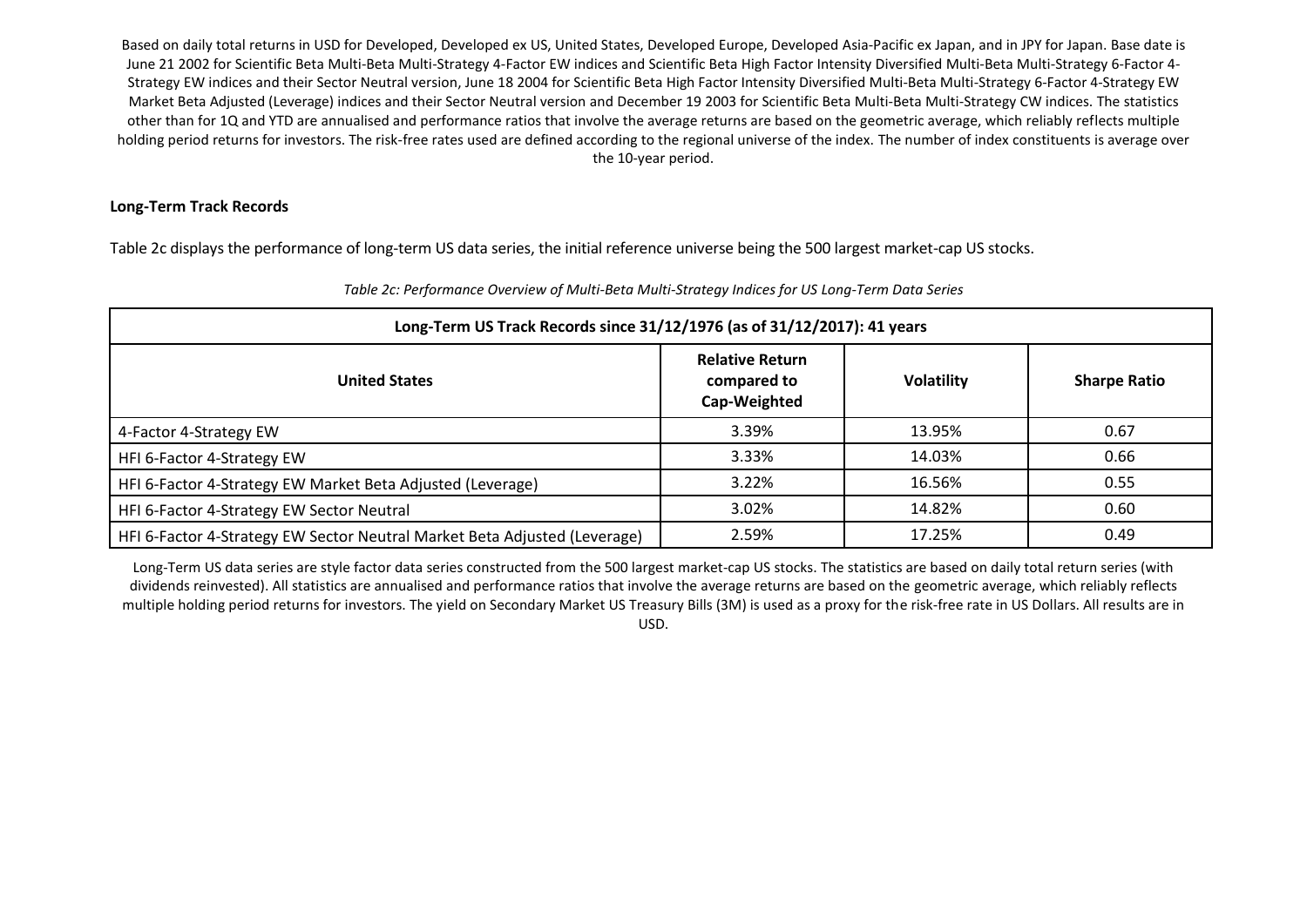Based on daily total returns in USD for Developed, Developed ex US, United States, Developed Europe, Developed Asia-Pacific ex Japan, and in JPY for Japan. Base date is June 21 2002 for Scientific Beta Multi-Beta Multi-Strategy 4-Factor EW indices and Scientific Beta High Factor Intensity Diversified Multi-Beta Multi-Strategy 6-Factor 4-Strategy EW indices and their Sector Neutral version, June 18 2004 for Scientific Beta High Factor Intensity Diversified Multi-Beta Multi-Strategy 6-Factor 4-Strategy EW Market Beta Adjusted (Leverage) indices and their Sector Neutral version and December 19 2003 for Scientific Beta Multi-Beta Multi-Strategy CW indices. The statistics other than for 1Q and YTD are annualised and performance ratios that involve the average returns are based on the geometric average, which reliably reflects multiple holding period returns for investors. The risk-free rates used are defined according to the regional universe of the index. The number of index constituents is average over the 10-year period.

**Long-Term Track Records**

Table 2c displays the performance of long-term US data series, the initial reference universe being the 500 largest market-cap US stocks.

*Table 2c: Performance Overview of Multi-Beta Multi-Strategy Indices for US Long-Term Data Series*

| Long-Term US Track Records since 31/12/1976 (as of 31/12/2017): 41 years | | | |
|---|---|---|---|
| **United States** | **Relative Return compared to Cap-Weighted** | **Volatility** | **Sharpe Ratio** |
| 4-Factor 4-Strategy EW | 3.39% | 13.95% | 0.67 |
| HFI 6-Factor 4-Strategy EW | 3.33% | 14.03% | 0.66 |
| HFI 6-Factor 4-Strategy EW Market Beta Adjusted (Leverage) | 3.22% | 16.56% | 0.55 |
| HFI 6-Factor 4-Strategy EW Sector Neutral | 3.02% | 14.82% | 0.60 |
| HFI 6-Factor 4-Strategy EW Sector Neutral Market Beta Adjusted (Leverage) | 2.59% | 17.25% | 0.49 |

Long-Term US data series are style factor data series constructed from the 500 largest market-cap US stocks. The statistics are based on daily total return series (with dividends reinvested). All statistics are annualised and performance ratios that involve the average returns are based on the geometric average, which reliably reflects multiple holding period returns for investors. The yield on Secondary Market US Treasury Bills (3M) is used as a proxy for the risk-free rate in US Dollars. All results are in USD.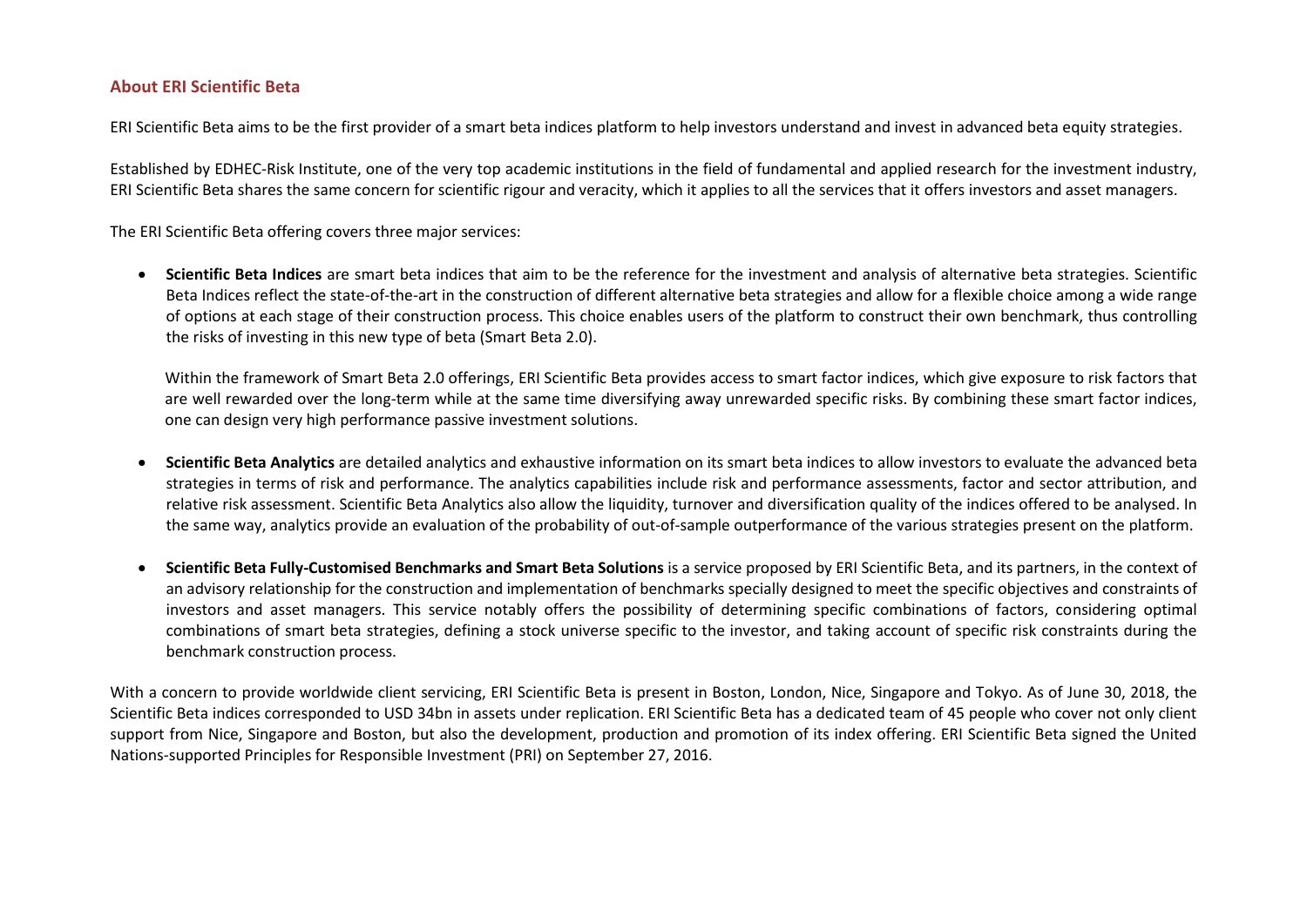## About ERI Scientific Beta

ERI Scientific Beta aims to be the first provider of a smart beta indices platform to help investors understand and invest in advanced beta equity strategies.

Established by EDHEC-Risk Institute, one of the very top academic institutions in the field of fundamental and applied research for the investment industry, ERI Scientific Beta shares the same concern for scientific rigour and veracity, which it applies to all the services that it offers investors and asset managers.

The ERI Scientific Beta offering covers three major services:

- **Scientific Beta Indices** are smart beta indices that aim to be the reference for the investment and analysis of alternative beta strategies. Scientific Beta Indices reflect the state-of-the-art in the construction of different alternative beta strategies and allow for a flexible choice among a wide range of options at each stage of their construction process. This choice enables users of the platform to construct their own benchmark, thus controlling the risks of investing in this new type of beta (Smart Beta 2.0).

  Within the framework of Smart Beta 2.0 offerings, ERI Scientific Beta provides access to smart factor indices, which give exposure to risk factors that are well rewarded over the long-term while at the same time diversifying away unrewarded specific risks. By combining these smart factor indices, one can design very high performance passive investment solutions.

- **Scientific Beta Analytics** are detailed analytics and exhaustive information on its smart beta indices to allow investors to evaluate the advanced beta strategies in terms of risk and performance. The analytics capabilities include risk and performance assessments, factor and sector attribution, and relative risk assessment. Scientific Beta Analytics also allow the liquidity, turnover and diversification quality of the indices offered to be analysed. In the same way, analytics provide an evaluation of the probability of out-of-sample outperformance of the various strategies present on the platform.

- **Scientific Beta Fully-Customised Benchmarks and Smart Beta Solutions** is a service proposed by ERI Scientific Beta, and its partners, in the context of an advisory relationship for the construction and implementation of benchmarks specially designed to meet the specific objectives and constraints of investors and asset managers. This service notably offers the possibility of determining specific combinations of factors, considering optimal combinations of smart beta strategies, defining a stock universe specific to the investor, and taking account of specific risk constraints during the benchmark construction process.

With a concern to provide worldwide client servicing, ERI Scientific Beta is present in Boston, London, Nice, Singapore and Tokyo. As of June 30, 2018, the Scientific Beta indices corresponded to USD 34bn in assets under replication. ERI Scientific Beta has a dedicated team of 45 people who cover not only client support from Nice, Singapore and Boston, but also the development, production and promotion of its index offering. ERI Scientific Beta signed the United Nations-supported Principles for Responsible Investment (PRI) on September 27, 2016.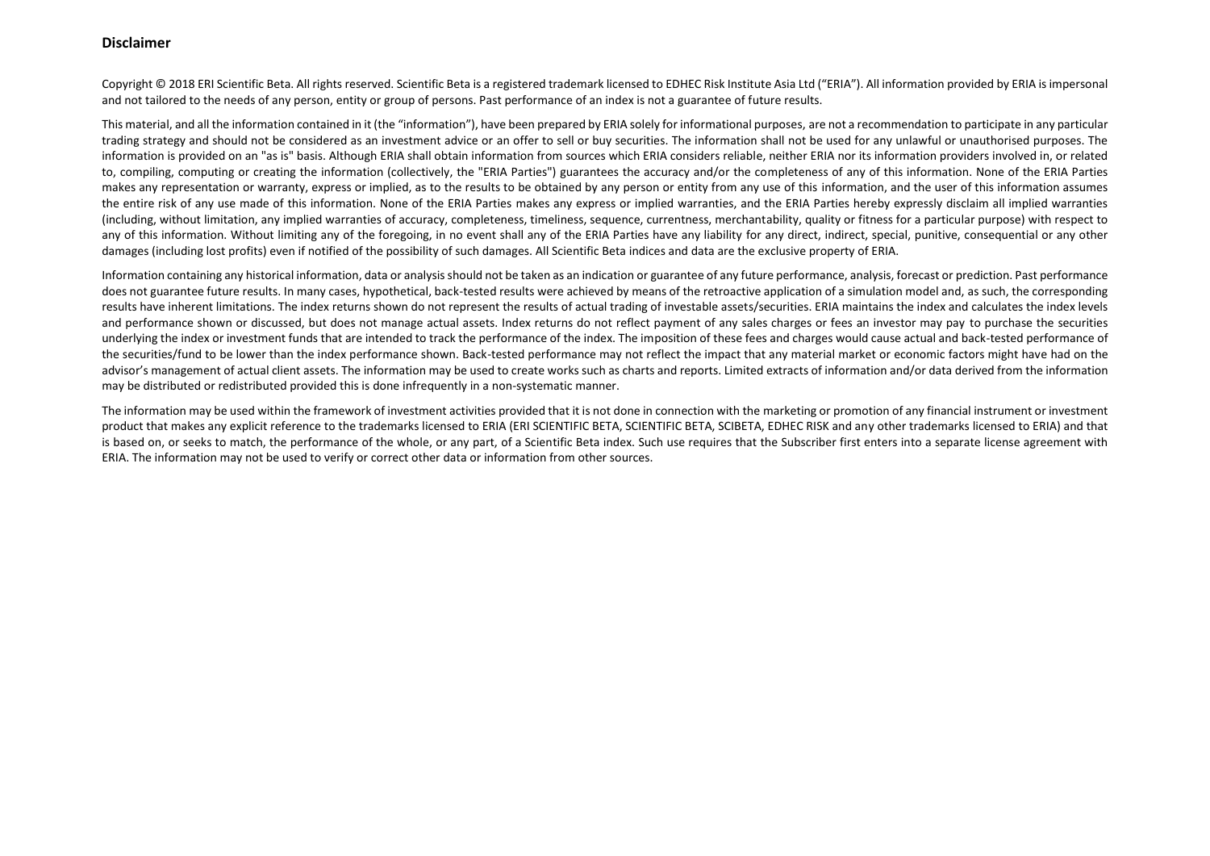## Disclaimer

Copyright © 2018 ERI Scientific Beta. All rights reserved. Scientific Beta is a registered trademark licensed to EDHEC Risk Institute Asia Ltd ("ERIA"). All information provided by ERIA is impersonal and not tailored to the needs of any person, entity or group of persons. Past performance of an index is not a guarantee of future results.

This material, and all the information contained in it (the "information"), have been prepared by ERIA solely for informational purposes, are not a recommendation to participate in any particular trading strategy and should not be considered as an investment advice or an offer to sell or buy securities. The information shall not be used for any unlawful or unauthorised purposes. The information is provided on an "as is" basis. Although ERIA shall obtain information from sources which ERIA considers reliable, neither ERIA nor its information providers involved in, or related to, compiling, computing or creating the information (collectively, the "ERIA Parties") guarantees the accuracy and/or the completeness of any of this information. None of the ERIA Parties makes any representation or warranty, express or implied, as to the results to be obtained by any person or entity from any use of this information, and the user of this information assumes the entire risk of any use made of this information. None of the ERIA Parties makes any express or implied warranties, and the ERIA Parties hereby expressly disclaim all implied warranties (including, without limitation, any implied warranties of accuracy, completeness, timeliness, sequence, currentness, merchantability, quality or fitness for a particular purpose) with respect to any of this information. Without limiting any of the foregoing, in no event shall any of the ERIA Parties have any liability for any direct, indirect, special, punitive, consequential or any other damages (including lost profits) even if notified of the possibility of such damages. All Scientific Beta indices and data are the exclusive property of ERIA.

Information containing any historical information, data or analysis should not be taken as an indication or guarantee of any future performance, analysis, forecast or prediction. Past performance does not guarantee future results. In many cases, hypothetical, back-tested results were achieved by means of the retroactive application of a simulation model and, as such, the corresponding results have inherent limitations. The index returns shown do not represent the results of actual trading of investable assets/securities. ERIA maintains the index and calculates the index levels and performance shown or discussed, but does not manage actual assets. Index returns do not reflect payment of any sales charges or fees an investor may pay to purchase the securities underlying the index or investment funds that are intended to track the performance of the index. The imposition of these fees and charges would cause actual and back-tested performance of the securities/fund to be lower than the index performance shown. Back-tested performance may not reflect the impact that any material market or economic factors might have had on the advisor's management of actual client assets. The information may be used to create works such as charts and reports. Limited extracts of information and/or data derived from the information may be distributed or redistributed provided this is done infrequently in a non-systematic manner.

The information may be used within the framework of investment activities provided that it is not done in connection with the marketing or promotion of any financial instrument or investment product that makes any explicit reference to the trademarks licensed to ERIA (ERI SCIENTIFIC BETA, SCIENTIFIC BETA, SCIBETA, EDHEC RISK and any other trademarks licensed to ERIA) and that is based on, or seeks to match, the performance of the whole, or any part, of a Scientific Beta index. Such use requires that the Subscriber first enters into a separate license agreement with ERIA. The information may not be used to verify or correct other data or information from other sources.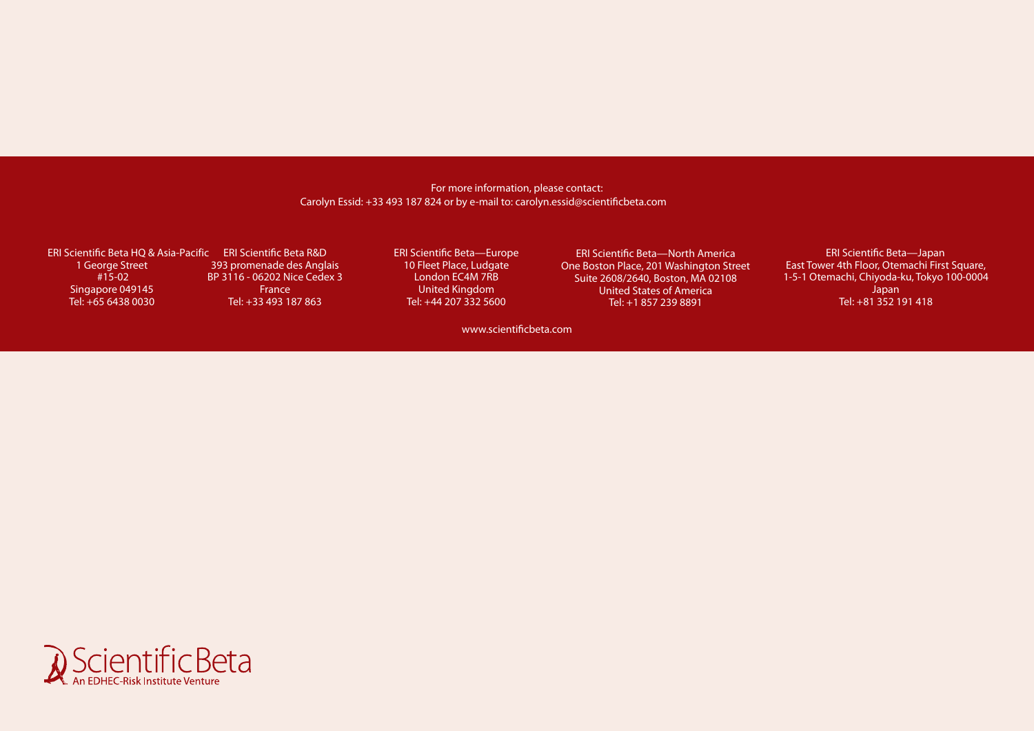For more information, please contact:
Carolyn Essid: +33 493 187 824 or by e-mail to: carolyn.essid@scientificbeta.com

ERI Scientific Beta HQ & Asia-Pacific
1 George Street
#15-02
Singapore 049145
Tel: +65 6438 0030

ERI Scientific Beta R&D
393 promenade des Anglais
BP 3116 - 06202 Nice Cedex 3
France
Tel: +33 493 187 863

ERI Scientific Beta—Europe
10 Fleet Place, Ludgate
London EC4M 7RB
United Kingdom
Tel: +44 207 332 5600

ERI Scientific Beta—North America
One Boston Place, 201 Washington Street
Suite 2608/2640, Boston, MA 02108
United States of America
Tel: +1 857 239 8891

ERI Scientific Beta—Japan
East Tower 4th Floor, Otemachi First Square,
1-5-1 Otemachi, Chiyoda-ku, Tokyo 100-0004
Japan
Tel: +81 352 191 418

www.scientificbeta.com

Scientific Beta
An EDHEC-Risk Institute Venture